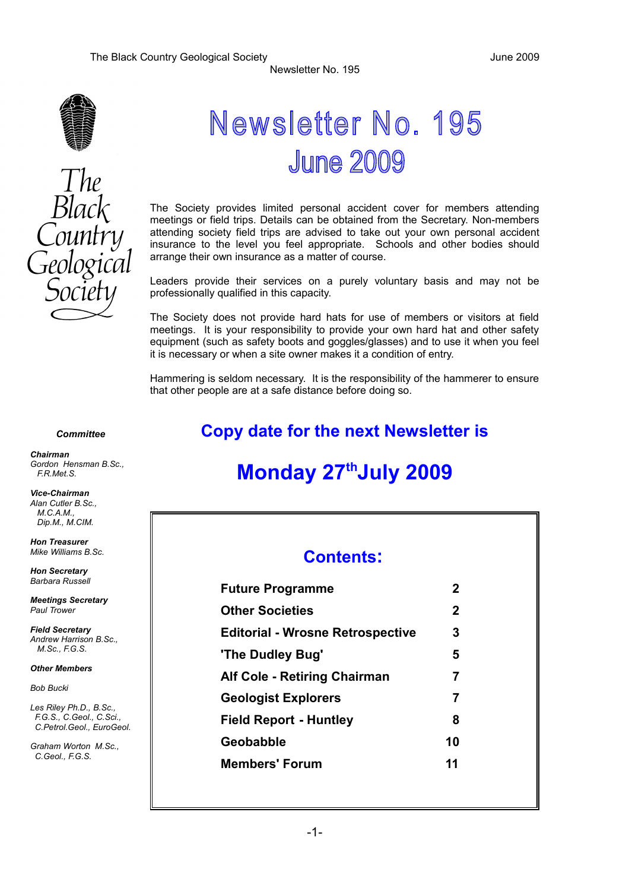The Black Country Geological Society — June 2009

Newsletter No. 195

# Newsletter No. 195
# June 2009

The Black Country Geological Society

The Society provides limited personal accident cover for members attending meetings or field trips. Details can be obtained from the Secretary. Non-members attending society field trips are advised to take out your own personal accident insurance to the level you feel appropriate. Schools and other bodies should arrange their own insurance as a matter of course.

Leaders provide their services on a purely voluntary basis and may not be professionally qualified in this capacity.

The Society does not provide hard hats for use of members or visitors at field meetings. It is your responsibility to provide your own hard hat and other safety equipment (such as safety boots and goggles/glasses) and to use it when you feel it is necessary or when a site owner makes it a condition of entry.

Hammering is seldom necessary. It is the responsibility of the hammerer to ensure that other people are at a safe distance before doing so.

***Committee***

***Chairman***
*Gordon Hensman B.Sc., F.R.Met.S.*

***Vice-Chairman***
*Alan Cutler B.Sc., M.C.A.M., Dip.M., M.CIM.*

***Hon Treasurer***
*Mike Williams B.Sc.*

***Hon Secretary***
*Barbara Russell*

***Meetings Secretary***
*Paul Trower*

***Field Secretary***
*Andrew Harrison B.Sc., M.Sc., F.G.S.*

***Other Members***

*Bob Bucki*

*Les Riley Ph.D., B.Sc., F.G.S., C.Geol., C.Sci., C.Petrol.Geol., EuroGeol.*

*Graham Worton M.Sc., C.Geol., F.G.S.*

## Copy date for the next Newsletter is

## Monday 27th July 2009

## Contents:

| | |
|---|---|
| **Future Programme** | **2** |
| **Other Societies** | **2** |
| **Editorial - Wrosne Retrospective** | **3** |
| **'The Dudley Bug'** | **5** |
| **Alf Cole - Retiring Chairman** | **7** |
| **Geologist Explorers** | **7** |
| **Field Report - Huntley** | **8** |
| **Geobabble** | **10** |
| **Members' Forum** | **11** |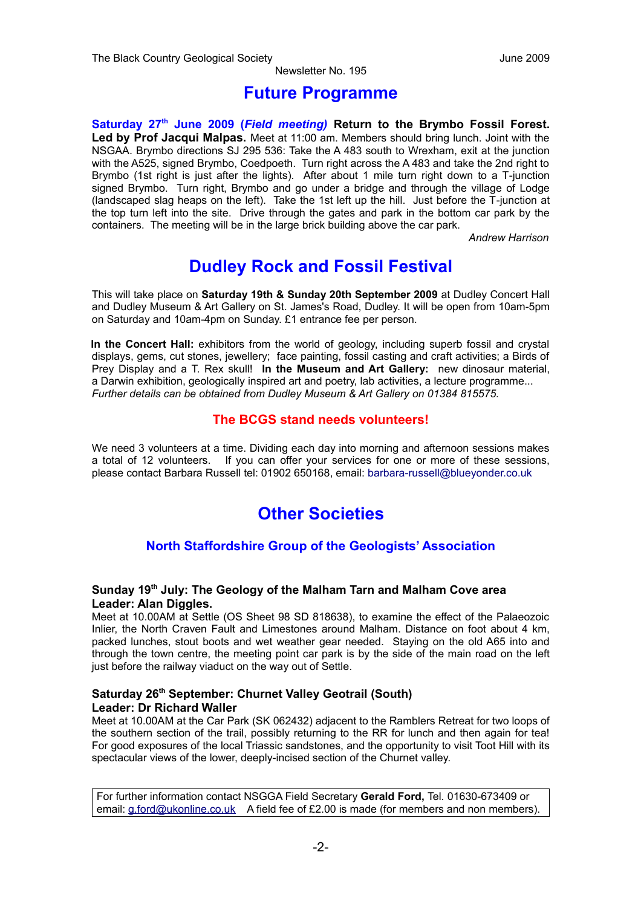# Future Programme

**Saturday 27th June 2009 (*Field meeting*) Return to the Brymbo Fossil Forest. Led by Prof Jacqui Malpas.** Meet at 11:00 am. Members should bring lunch. Joint with the NSGAA. Brymbo directions SJ 295 536: Take the A 483 south to Wrexham, exit at the junction with the A525, signed Brymbo, Coedpoeth. Turn right across the A 483 and take the 2nd right to Brymbo (1st right is just after the lights). After about 1 mile turn right down to a T-junction signed Brymbo. Turn right, Brymbo and go under a bridge and through the village of Lodge (landscaped slag heaps on the left). Take the 1st left up the hill. Just before the T-junction at the top turn left into the site. Drive through the gates and park in the bottom car park by the containers. The meeting will be in the large brick building above the car park.

*Andrew Harrison*

# Dudley Rock and Fossil Festival

This will take place on **Saturday 19th & Sunday 20th September 2009** at Dudley Concert Hall and Dudley Museum & Art Gallery on St. James's Road, Dudley. It will be open from 10am-5pm on Saturday and 10am-4pm on Sunday. £1 entrance fee per person.

**In the Concert Hall:** exhibitors from the world of geology, including superb fossil and crystal displays, gems, cut stones, jewellery; face painting, fossil casting and craft activities; a Birds of Prey Display and a T. Rex skull! **In the Museum and Art Gallery:** new dinosaur material, a Darwin exhibition, geologically inspired art and poetry, lab activities, a lecture programme... *Further details can be obtained from Dudley Museum & Art Gallery on 01384 815575.*

### The BCGS stand needs volunteers!

We need 3 volunteers at a time. Dividing each day into morning and afternoon sessions makes a total of 12 volunteers. If you can offer your services for one or more of these sessions, please contact Barbara Russell tel: 01902 650168, email: barbara-russell@blueyonder.co.uk

# Other Societies

## North Staffordshire Group of the Geologists' Association

**Sunday 19th July: The Geology of the Malham Tarn and Malham Cove area**
**Leader: Alan Diggles.**
Meet at 10.00AM at Settle (OS Sheet 98 SD 818638), to examine the effect of the Palaeozoic Inlier, the North Craven Fault and Limestones around Malham. Distance on foot about 4 km, packed lunches, stout boots and wet weather gear needed. Staying on the old A65 into and through the town centre, the meeting point car park is by the side of the main road on the left just before the railway viaduct on the way out of Settle.

**Saturday 26th September: Churnet Valley Geotrail (South)**
**Leader: Dr Richard Waller**
Meet at 10.00AM at the Car Park (SK 062432) adjacent to the Ramblers Retreat for two loops of the southern section of the trail, possibly returning to the RR for lunch and then again for tea! For good exposures of the local Triassic sandstones, and the opportunity to visit Toot Hill with its spectacular views of the lower, deeply-incised section of the Churnet valley.

For further information contact NSGGA Field Secretary **Gerald Ford,** Tel. 01630-673409 or email: g.ford@ukonline.co.uk A field fee of £2.00 is made (for members and non members).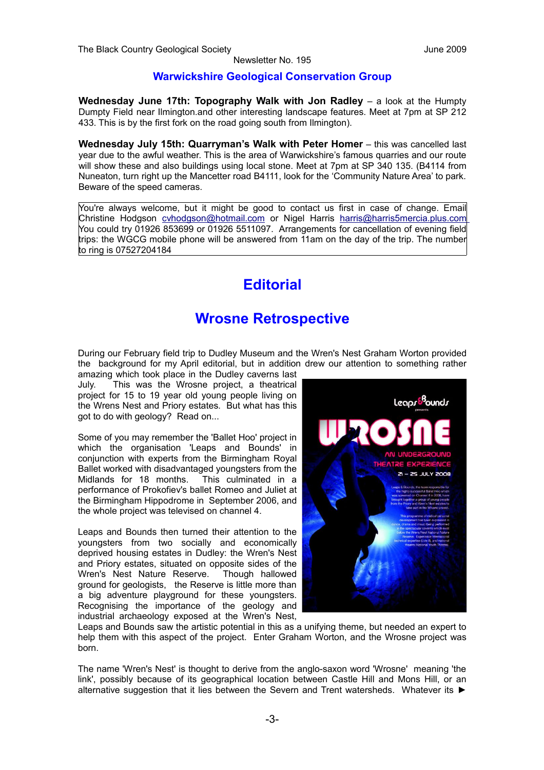## Warwickshire Geological Conservation Group

**Wednesday June 17th: Topography Walk with Jon Radley** – a look at the Humpty Dumpty Field near Ilmington.and other interesting landscape features. Meet at 7pm at SP 212 433. This is by the first fork on the road going south from Ilmington).

**Wednesday July 15th: Quarryman's Walk with Peter Homer** – this was cancelled last year due to the awful weather. This is the area of Warwickshire's famous quarries and our route will show these and also buildings using local stone. Meet at 7pm at SP 340 135. (B4114 from Nuneaton, turn right up the Mancetter road B4111, look for the 'Community Nature Area' to park. Beware of the speed cameras.

You're always welcome, but it might be good to contact us first in case of change. Email Christine Hodgson cvhodgson@hotmail.com or Nigel Harris harris@harris5mercia.plus.com You could try 01926 853699 or 01926 5511097. Arrangements for cancellation of evening field trips: the WGCG mobile phone will be answered from 11am on the day of the trip. The number to ring is 07527204184

# Editorial

# Wrosne Retrospective

During our February field trip to Dudley Museum and the Wren's Nest Graham Worton provided the background for my April editorial, but in addition drew our attention to something rather amazing which took place in the Dudley caverns last July. This was the Wrosne project, a theatrical project for 15 to 19 year old young people living on the Wrens Nest and Priory estates. But what has this got to do with geology? Read on...

Some of you may remember the 'Ballet Hoo' project in which the organisation 'Leaps and Bounds' in conjunction with experts from the Birmingham Royal Ballet worked with disadvantaged youngsters from the Midlands for 18 months. This culminated in a performance of Prokofiev's ballet Romeo and Juliet at the Birmingham Hippodrome in September 2006, and the whole project was televised on channel 4.

Leaps and Bounds then turned their attention to the youngsters from two socially and economically deprived housing estates in Dudley: the Wren's Nest and Priory estates, situated on opposite sides of the Wren's Nest Nature Reserve. Though hallowed ground for geologists, the Reserve is little more than a big adventure playground for these youngsters. Recognising the importance of the geology and industrial archaeology exposed at the Wren's Nest, Leaps and Bounds saw the artistic potential in this as a unifying theme, but needed an expert to help them with this aspect of the project. Enter Graham Worton, and the Wrosne project was born.

The name 'Wren's Nest' is thought to derive from the anglo-saxon word 'Wrosne' meaning 'the link', possibly because of its geographical location between Castle Hill and Mons Hill, or an alternative suggestion that it lies between the Severn and Trent watersheds. Whatever its ►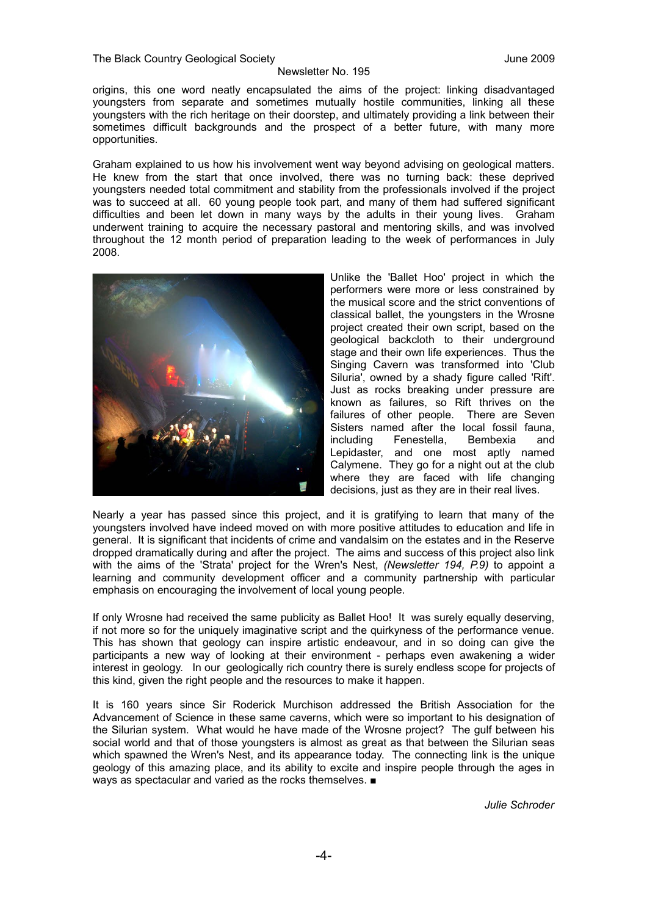origins, this one word neatly encapsulated the aims of the project: linking disadvantaged youngsters from separate and sometimes mutually hostile communities, linking all these youngsters with the rich heritage on their doorstep, and ultimately providing a link between their sometimes difficult backgrounds and the prospect of a better future, with many more opportunities.

Graham explained to us how his involvement went way beyond advising on geological matters. He knew from the start that once involved, there was no turning back: these deprived youngsters needed total commitment and stability from the professionals involved if the project was to succeed at all. 60 young people took part, and many of them had suffered significant difficulties and been let down in many ways by the adults in their young lives. Graham underwent training to acquire the necessary pastoral and mentoring skills, and was involved throughout the 12 month period of preparation leading to the week of performances in July 2008.

Unlike the 'Ballet Hoo' project in which the performers were more or less constrained by the musical score and the strict conventions of classical ballet, the youngsters in the Wrosne project created their own script, based on the geological backcloth to their underground stage and their own life experiences. Thus the Singing Cavern was transformed into 'Club Siluria', owned by a shady figure called 'Rift'. Just as rocks breaking under pressure are known as failures, so Rift thrives on the failures of other people. There are Seven Sisters named after the local fossil fauna, including Fenestella, Bembexia and Lepidaster, and one most aptly named Calymene. They go for a night out at the club where they are faced with life changing decisions, just as they are in their real lives.

Nearly a year has passed since this project, and it is gratifying to learn that many of the youngsters involved have indeed moved on with more positive attitudes to education and life in general. It is significant that incidents of crime and vandalsim on the estates and in the Reserve dropped dramatically during and after the project. The aims and success of this project also link with the aims of the 'Strata' project for the Wren's Nest, *(Newsletter 194, P.9)* to appoint a learning and community development officer and a community partnership with particular emphasis on encouraging the involvement of local young people.

If only Wrosne had received the same publicity as Ballet Hoo! It was surely equally deserving, if not more so for the uniquely imaginative script and the quirkyness of the performance venue. This has shown that geology can inspire artistic endeavour, and in so doing can give the participants a new way of looking at their environment - perhaps even awakening a wider interest in geology. In our geologically rich country there is surely endless scope for projects of this kind, given the right people and the resources to make it happen.

It is 160 years since Sir Roderick Murchison addressed the British Association for the Advancement of Science in these same caverns, which were so important to his designation of the Silurian system. What would he have made of the Wrosne project? The gulf between his social world and that of those youngsters is almost as great as that between the Silurian seas which spawned the Wren's Nest, and its appearance today. The connecting link is the unique geology of this amazing place, and its ability to excite and inspire people through the ages in ways as spectacular and varied as the rocks themselves. ■

*Julie Schroder*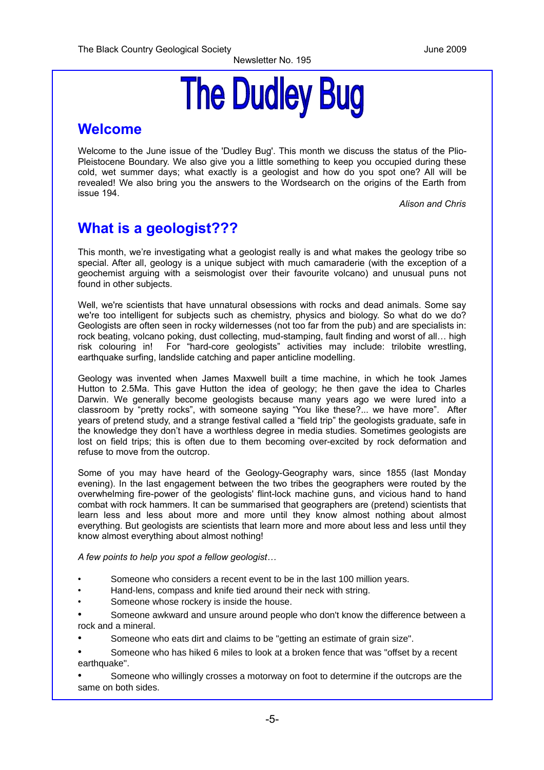# The Dudley Bug

## Welcome

Welcome to the June issue of the 'Dudley Bug'. This month we discuss the status of the Plio-Pleistocene Boundary. We also give you a little something to keep you occupied during these cold, wet summer days; what exactly is a geologist and how do you spot one? All will be revealed! We also bring you the answers to the Wordsearch on the origins of the Earth from issue 194.

*Alison and Chris*

## What is a geologist???

This month, we're investigating what a geologist really is and what makes the geology tribe so special. After all, geology is a unique subject with much camaraderie (with the exception of a geochemist arguing with a seismologist over their favourite volcano) and unusual puns not found in other subjects.

Well, we're scientists that have unnatural obsessions with rocks and dead animals. Some say we're too intelligent for subjects such as chemistry, physics and biology. So what do we do? Geologists are often seen in rocky wildernesses (not too far from the pub) and are specialists in: rock beating, volcano poking, dust collecting, mud-stamping, fault finding and worst of all… high risk colouring in! For "hard-core geologists" activities may include: trilobite wrestling, earthquake surfing, landslide catching and paper anticline modelling.

Geology was invented when James Maxwell built a time machine, in which he took James Hutton to 2.5Ma. This gave Hutton the idea of geology; he then gave the idea to Charles Darwin. We generally become geologists because many years ago we were lured into a classroom by "pretty rocks", with someone saying "You like these?... we have more". After years of pretend study, and a strange festival called a "field trip" the geologists graduate, safe in the knowledge they don't have a worthless degree in media studies. Sometimes geologists are lost on field trips; this is often due to them becoming over-excited by rock deformation and refuse to move from the outcrop.

Some of you may have heard of the Geology-Geography wars, since 1855 (last Monday evening). In the last engagement between the two tribes the geographers were routed by the overwhelming fire-power of the geologists' flint-lock machine guns, and vicious hand to hand combat with rock hammers. It can be summarised that geographers are (pretend) scientists that learn less and less about more and more until they know almost nothing about almost everything. But geologists are scientists that learn more and more about less and less until they know almost everything about almost nothing!

*A few points to help you spot a fellow geologist…*

- Someone who considers a recent event to be in the last 100 million years.
- Hand-lens, compass and knife tied around their neck with string.
- Someone whose rockery is inside the house.
- Someone awkward and unsure around people who don't know the difference between a rock and a mineral.
- Someone who eats dirt and claims to be "getting an estimate of grain size".
- Someone who has hiked 6 miles to look at a broken fence that was "offset by a recent earthquake".
- Someone who willingly crosses a motorway on foot to determine if the outcrops are the same on both sides.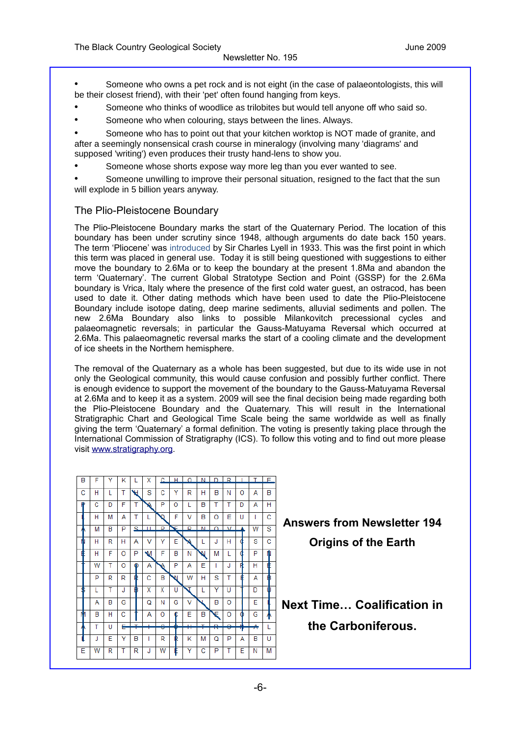- Someone who owns a pet rock and is not eight (in the case of palaeontologists, this will be their closest friend), with their 'pet' often found hanging from keys.
- Someone who thinks of woodlice as trilobites but would tell anyone off who said so.
- Someone who when colouring, stays between the lines. Always.
- Someone who has to point out that your kitchen worktop is NOT made of granite, and after a seemingly nonsensical crash course in mineralogy (involving many 'diagrams' and supposed 'writing') even produces their trusty hand-lens to show you.
- Someone whose shorts expose way more leg than you ever wanted to see.
- Someone unwilling to improve their personal situation, resigned to the fact that the sun will explode in 5 billion years anyway.

## The Plio-Pleistocene Boundary

The Plio-Pleistocene Boundary marks the start of the Quaternary Period. The location of this boundary has been under scrutiny since 1948, although arguments do date back 150 years. The term 'Pliocene' was introduced by Sir Charles Lyell in 1933. This was the first point in which this term was placed in general use. Today it is still being questioned with suggestions to either move the boundary to 2.6Ma or to keep the boundary at the present 1.8Ma and abandon the term 'Quaternary'. The current Global Stratotype Section and Point (GSSP) for the 2.6Ma boundary is Vrica, Italy where the presence of the first cold water guest, an ostracod, has been used to date it. Other dating methods which have been used to date the Plio-Pleistocene Boundary include isotope dating, deep marine sediments, alluvial sediments and pollen. The new 2.6Ma Boundary also links to possible Milankovitch precessional cycles and palaeomagnetic reversals; in particular the Gauss-Matuyama Reversal which occurred at 2.6Ma. This palaeomagnetic reversal marks the start of a cooling climate and the development of ice sheets in the Northern hemisphere.

The removal of the Quaternary as a whole has been suggested, but due to its wide use in not only the Geological community, this would cause confusion and possibly further conflict. There is enough evidence to support the movement of the boundary to the Gauss-Matuyama Reversal at 2.6Ma and to keep it as a system. 2009 will see the final decision being made regarding both the Plio-Pleistocene Boundary and the Quaternary. This will result in the International Stratigraphic Chart and Geological Time Scale being the same worldwide as well as finally giving the term 'Quaternary' a formal definition. The voting is presently taking place through the International Commission of Stratigraphy (ICS). To follow this voting and to find out more please visit www.stratigraphy.org.

| | | | | | | | | | | | | | | |
|---|---|---|---|---|---|---|---|---|---|---|---|---|---|---|
| B | F | Y | K | L | X | C | H | O | N | D | R | I | T | E |
| C | H | L | T | H | S | C | Y | R | H | B | N | O | A | B |
| P | C | D | F | T | A | P | O | L | B | T | T | D | A | H |
| L | H | M | A | T | L | Q | F | V | B | O | E | U | I | C |
| A | M | B | P | S | U | P | E | R | N | O | V | A | W | S |
| N | H | R | H | A | V | Y | E | A | L | J | H | C | S | C |
| E | H | F | O | P | M | F | B | N | N | M | L | C | P | N |
| T | W | T | O | O | A | A | P | A | E | I | J | R | H | E |
| E | P | R | R | R | C | B | N | W | H | S | T | E | A | B |
| S | L | T | J | B | X | X | U | T | L | Y | U | T | D | U |
| I | A | B | G | I | Q | N | G | V | L | B | O | I | E | L |
| M | B | H | C | T | A | O | C | E | B | E | O | O | G | A |
| A | T | U | E | T | I | S | O | H | T | R | O | P | A | L |
| L | J | E | Y | B | I | R | R | K | M | Q | P | A | B | U |
| E | W | R | T | R | J | W | E | Y | C | P | T | E | N | M |

**Answers from Newsletter 194**

**Origins of the Earth**

**Next Time… Coalification in the Carboniferous.**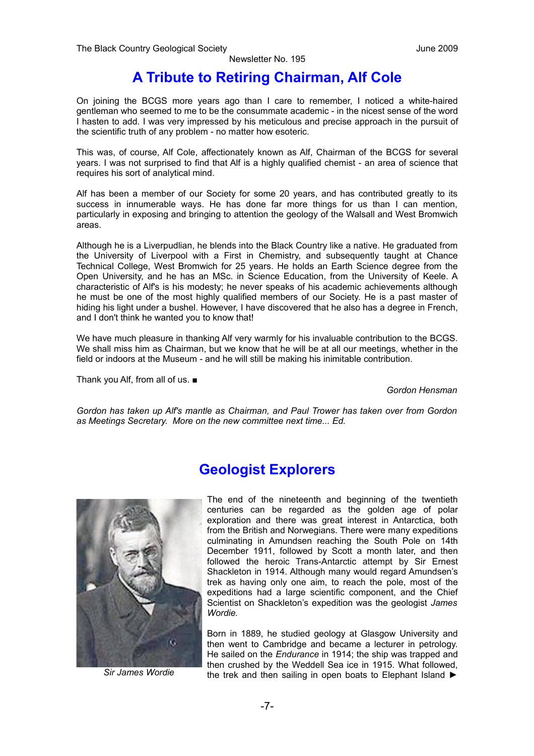# A Tribute to Retiring Chairman, Alf Cole

On joining the BCGS more years ago than I care to remember, I noticed a white-haired gentleman who seemed to me to be the consummate academic - in the nicest sense of the word I hasten to add. I was very impressed by his meticulous and precise approach in the pursuit of the scientific truth of any problem - no matter how esoteric.

This was, of course, Alf Cole, affectionately known as Alf, Chairman of the BCGS for several years. I was not surprised to find that Alf is a highly qualified chemist - an area of science that requires his sort of analytical mind.

Alf has been a member of our Society for some 20 years, and has contributed greatly to its success in innumerable ways. He has done far more things for us than I can mention, particularly in exposing and bringing to attention the geology of the Walsall and West Bromwich areas.

Although he is a Liverpudlian, he blends into the Black Country like a native. He graduated from the University of Liverpool with a First in Chemistry, and subsequently taught at Chance Technical College, West Bromwich for 25 years. He holds an Earth Science degree from the Open University, and he has an MSc. in Science Education, from the University of Keele. A characteristic of Alf's is his modesty; he never speaks of his academic achievements although he must be one of the most highly qualified members of our Society. He is a past master of hiding his light under a bushel. However, I have discovered that he also has a degree in French, and I don't think he wanted you to know that!

We have much pleasure in thanking Alf very warmly for his invaluable contribution to the BCGS. We shall miss him as Chairman, but we know that he will be at all our meetings, whether in the field or indoors at the Museum - and he will still be making his inimitable contribution.

Thank you Alf, from all of us. ■

*Gordon Hensman*

*Gordon has taken up Alf's mantle as Chairman, and Paul Trower has taken over from Gordon as Meetings Secretary. More on the new committee next time... Ed.*

# Geologist Explorers

*Sir James Wordie*

The end of the nineteenth and beginning of the twentieth centuries can be regarded as the golden age of polar exploration and there was great interest in Antarctica, both from the British and Norwegians. There were many expeditions culminating in Amundsen reaching the South Pole on 14th December 1911, followed by Scott a month later, and then followed the heroic Trans-Antarctic attempt by Sir Ernest Shackleton in 1914. Although many would regard Amundsen's trek as having only one aim, to reach the pole, most of the expeditions had a large scientific component, and the Chief Scientist on Shackleton's expedition was the geologist *James Wordie.*

Born in 1889, he studied geology at Glasgow University and then went to Cambridge and became a lecturer in petrology. He sailed on the *Endurance* in 1914; the ship was trapped and then crushed by the Weddell Sea ice in 1915. What followed, the trek and then sailing in open boats to Elephant Island ►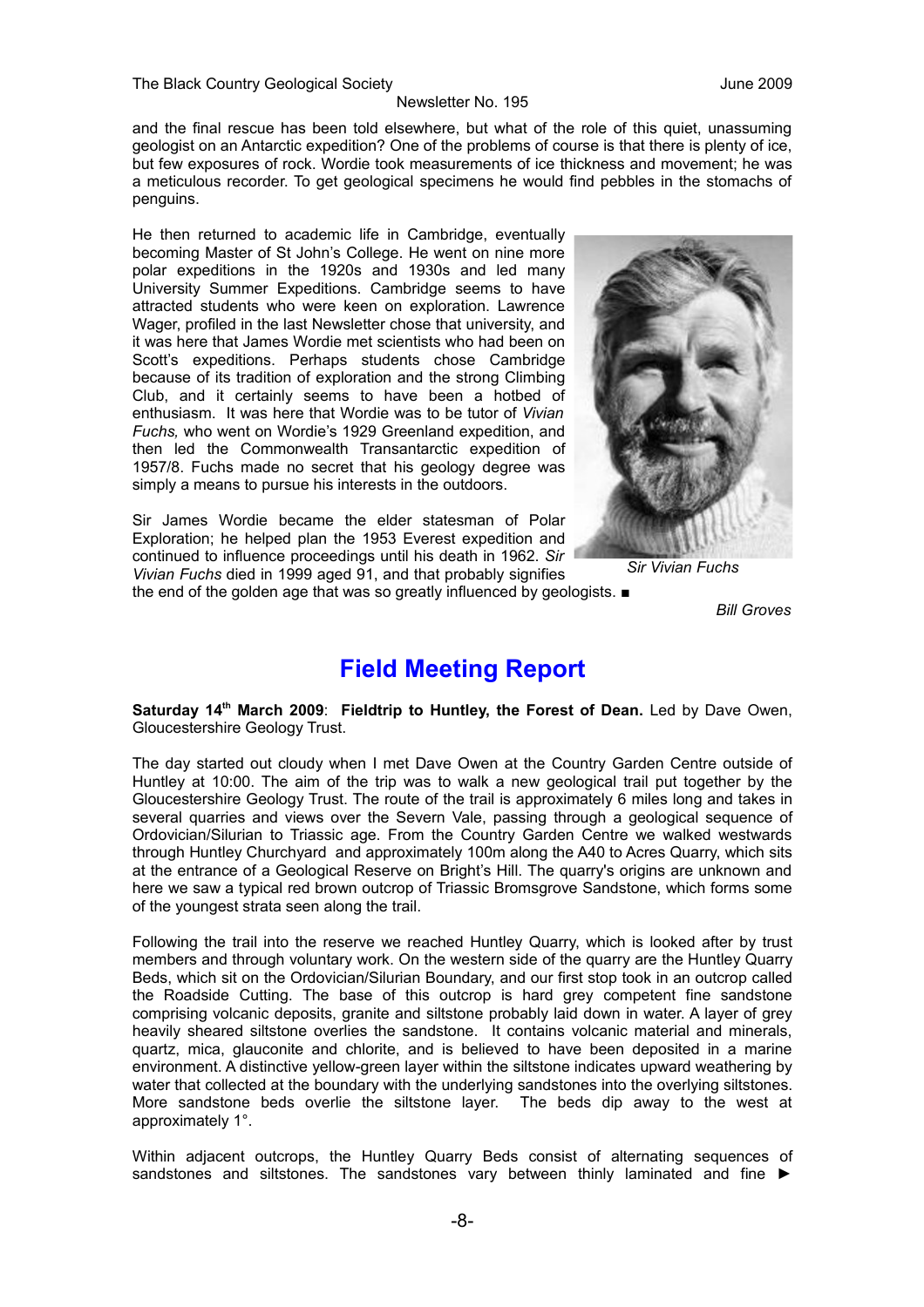and the final rescue has been told elsewhere, but what of the role of this quiet, unassuming geologist on an Antarctic expedition? One of the problems of course is that there is plenty of ice, but few exposures of rock. Wordie took measurements of ice thickness and movement; he was a meticulous recorder. To get geological specimens he would find pebbles in the stomachs of penguins.

He then returned to academic life in Cambridge, eventually becoming Master of St John's College. He went on nine more polar expeditions in the 1920s and 1930s and led many University Summer Expeditions. Cambridge seems to have attracted students who were keen on exploration. Lawrence Wager, profiled in the last Newsletter chose that university, and it was here that James Wordie met scientists who had been on Scott's expeditions. Perhaps students chose Cambridge because of its tradition of exploration and the strong Climbing Club, and it certainly seems to have been a hotbed of enthusiasm. It was here that Wordie was to be tutor of *Vivian Fuchs,* who went on Wordie's 1929 Greenland expedition, and then led the Commonwealth Transantarctic expedition of 1957/8. Fuchs made no secret that his geology degree was simply a means to pursue his interests in the outdoors.

Sir James Wordie became the elder statesman of Polar Exploration; he helped plan the 1953 Everest expedition and continued to influence proceedings until his death in 1962. *Sir Vivian Fuchs* died in 1999 aged 91, and that probably signifies the end of the golden age that was so greatly influenced by geologists. ■

*Sir Vivian Fuchs*

*Bill Groves*

# Field Meeting Report

**Saturday 14th March 2009**: **Fieldtrip to Huntley, the Forest of Dean.** Led by Dave Owen, Gloucestershire Geology Trust.

The day started out cloudy when I met Dave Owen at the Country Garden Centre outside of Huntley at 10:00. The aim of the trip was to walk a new geological trail put together by the Gloucestershire Geology Trust. The route of the trail is approximately 6 miles long and takes in several quarries and views over the Severn Vale, passing through a geological sequence of Ordovician/Silurian to Triassic age. From the Country Garden Centre we walked westwards through Huntley Churchyard and approximately 100m along the A40 to Acres Quarry, which sits at the entrance of a Geological Reserve on Bright's Hill. The quarry's origins are unknown and here we saw a typical red brown outcrop of Triassic Bromsgrove Sandstone, which forms some of the youngest strata seen along the trail.

Following the trail into the reserve we reached Huntley Quarry, which is looked after by trust members and through voluntary work. On the western side of the quarry are the Huntley Quarry Beds, which sit on the Ordovician/Silurian Boundary, and our first stop took in an outcrop called the Roadside Cutting. The base of this outcrop is hard grey competent fine sandstone comprising volcanic deposits, granite and siltstone probably laid down in water. A layer of grey heavily sheared siltstone overlies the sandstone. It contains volcanic material and minerals, quartz, mica, glauconite and chlorite, and is believed to have been deposited in a marine environment. A distinctive yellow-green layer within the siltstone indicates upward weathering by water that collected at the boundary with the underlying sandstones into the overlying siltstones. More sandstone beds overlie the siltstone layer. The beds dip away to the west at approximately 1°.

Within adjacent outcrops, the Huntley Quarry Beds consist of alternating sequences of sandstones and siltstones. The sandstones vary between thinly laminated and fine ►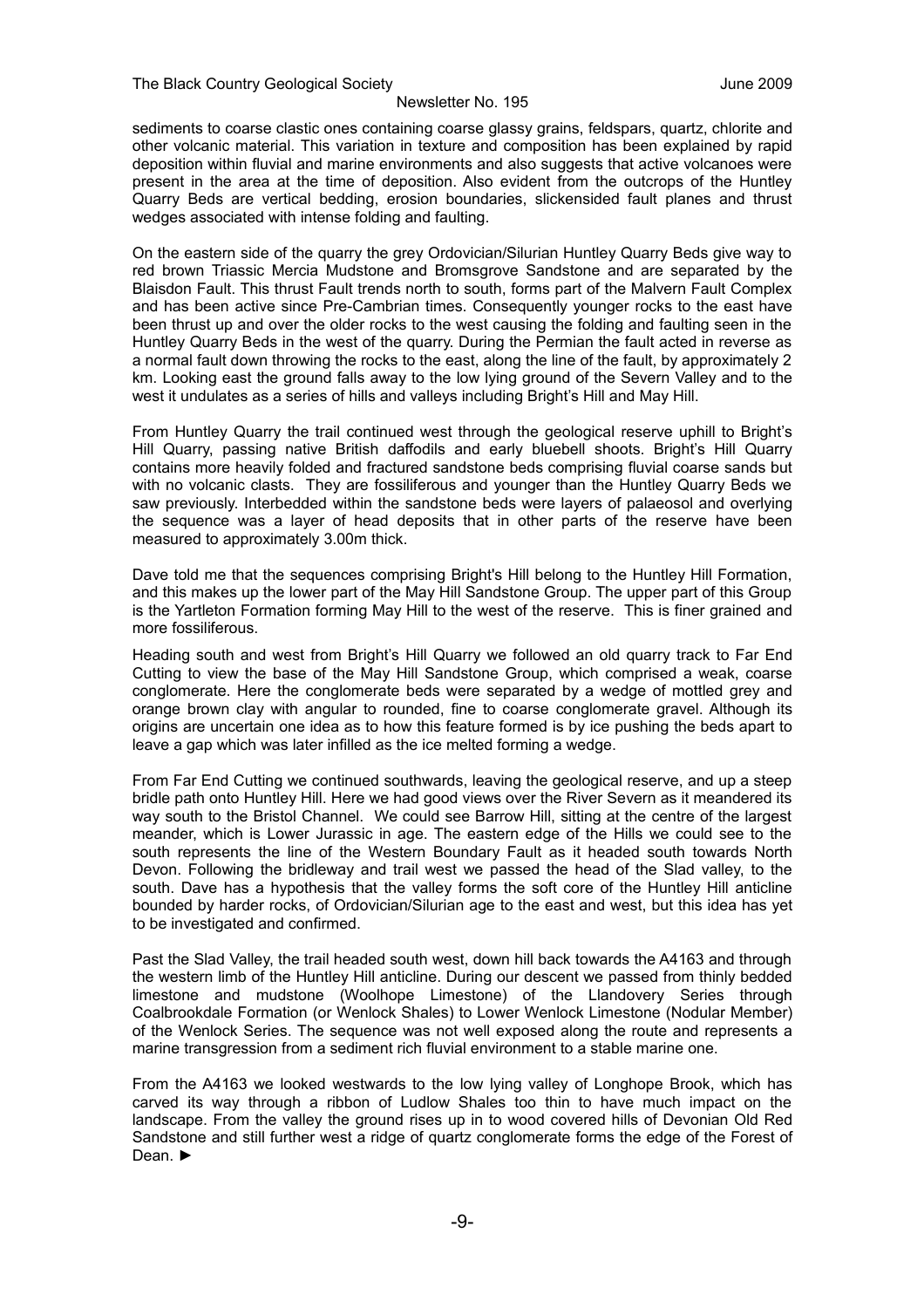sediments to coarse clastic ones containing coarse glassy grains, feldspars, quartz, chlorite and other volcanic material. This variation in texture and composition has been explained by rapid deposition within fluvial and marine environments and also suggests that active volcanoes were present in the area at the time of deposition. Also evident from the outcrops of the Huntley Quarry Beds are vertical bedding, erosion boundaries, slickensided fault planes and thrust wedges associated with intense folding and faulting.

On the eastern side of the quarry the grey Ordovician/Silurian Huntley Quarry Beds give way to red brown Triassic Mercia Mudstone and Bromsgrove Sandstone and are separated by the Blaisdon Fault. This thrust Fault trends north to south, forms part of the Malvern Fault Complex and has been active since Pre-Cambrian times. Consequently younger rocks to the east have been thrust up and over the older rocks to the west causing the folding and faulting seen in the Huntley Quarry Beds in the west of the quarry. During the Permian the fault acted in reverse as a normal fault down throwing the rocks to the east, along the line of the fault, by approximately 2 km. Looking east the ground falls away to the low lying ground of the Severn Valley and to the west it undulates as a series of hills and valleys including Bright's Hill and May Hill.

From Huntley Quarry the trail continued west through the geological reserve uphill to Bright's Hill Quarry, passing native British daffodils and early bluebell shoots. Bright's Hill Quarry contains more heavily folded and fractured sandstone beds comprising fluvial coarse sands but with no volcanic clasts. They are fossiliferous and younger than the Huntley Quarry Beds we saw previously. Interbedded within the sandstone beds were layers of palaeosol and overlying the sequence was a layer of head deposits that in other parts of the reserve have been measured to approximately 3.00m thick.

Dave told me that the sequences comprising Bright's Hill belong to the Huntley Hill Formation, and this makes up the lower part of the May Hill Sandstone Group. The upper part of this Group is the Yartleton Formation forming May Hill to the west of the reserve. This is finer grained and more fossiliferous.

Heading south and west from Bright's Hill Quarry we followed an old quarry track to Far End Cutting to view the base of the May Hill Sandstone Group, which comprised a weak, coarse conglomerate. Here the conglomerate beds were separated by a wedge of mottled grey and orange brown clay with angular to rounded, fine to coarse conglomerate gravel. Although its origins are uncertain one idea as to how this feature formed is by ice pushing the beds apart to leave a gap which was later infilled as the ice melted forming a wedge.

From Far End Cutting we continued southwards, leaving the geological reserve, and up a steep bridle path onto Huntley Hill. Here we had good views over the River Severn as it meandered its way south to the Bristol Channel. We could see Barrow Hill, sitting at the centre of the largest meander, which is Lower Jurassic in age. The eastern edge of the Hills we could see to the south represents the line of the Western Boundary Fault as it headed south towards North Devon. Following the bridleway and trail west we passed the head of the Slad valley, to the south. Dave has a hypothesis that the valley forms the soft core of the Huntley Hill anticline bounded by harder rocks, of Ordovician/Silurian age to the east and west, but this idea has yet to be investigated and confirmed.

Past the Slad Valley, the trail headed south west, down hill back towards the A4163 and through the western limb of the Huntley Hill anticline. During our descent we passed from thinly bedded limestone and mudstone (Woolhope Limestone) of the Llandovery Series through Coalbrookdale Formation (or Wenlock Shales) to Lower Wenlock Limestone (Nodular Member) of the Wenlock Series. The sequence was not well exposed along the route and represents a marine transgression from a sediment rich fluvial environment to a stable marine one.

From the A4163 we looked westwards to the low lying valley of Longhope Brook, which has carved its way through a ribbon of Ludlow Shales too thin to have much impact on the landscape. From the valley the ground rises up in to wood covered hills of Devonian Old Red Sandstone and still further west a ridge of quartz conglomerate forms the edge of the Forest of Dean. ►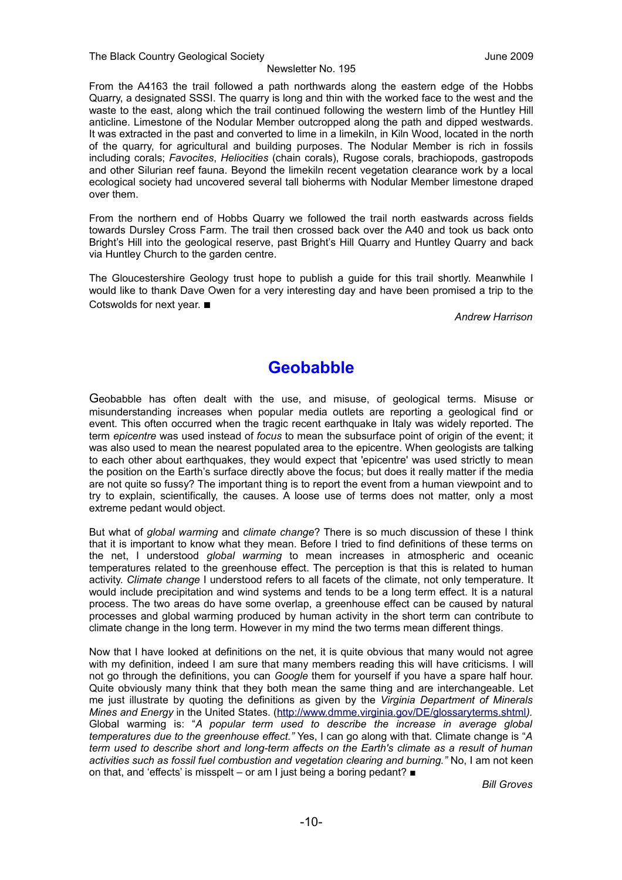From the A4163 the trail followed a path northwards along the eastern edge of the Hobbs Quarry, a designated SSSI. The quarry is long and thin with the worked face to the west and the waste to the east, along which the trail continued following the western limb of the Huntley Hill anticline. Limestone of the Nodular Member outcropped along the path and dipped westwards. It was extracted in the past and converted to lime in a limekiln, in Kiln Wood, located in the north of the quarry, for agricultural and building purposes. The Nodular Member is rich in fossils including corals; *Favocites*, *Heliocities* (chain corals), Rugose corals, brachiopods, gastropods and other Silurian reef fauna. Beyond the limekiln recent vegetation clearance work by a local ecological society had uncovered several tall bioherms with Nodular Member limestone draped over them.

From the northern end of Hobbs Quarry we followed the trail north eastwards across fields towards Dursley Cross Farm. The trail then crossed back over the A40 and took us back onto Bright's Hill into the geological reserve, past Bright's Hill Quarry and Huntley Quarry and back via Huntley Church to the garden centre.

The Gloucestershire Geology trust hope to publish a guide for this trail shortly. Meanwhile I would like to thank Dave Owen for a very interesting day and have been promised a trip to the Cotswolds for next year. ■

*Andrew Harrison*

# Geobabble

Geobabble has often dealt with the use, and misuse, of geological terms. Misuse or misunderstanding increases when popular media outlets are reporting a geological find or event. This often occurred when the tragic recent earthquake in Italy was widely reported. The term *epicentre* was used instead of *focus* to mean the subsurface point of origin of the event; it was also used to mean the nearest populated area to the epicentre. When geologists are talking to each other about earthquakes, they would expect that 'epicentre' was used strictly to mean the position on the Earth's surface directly above the focus; but does it really matter if the media are not quite so fussy? The important thing is to report the event from a human viewpoint and to try to explain, scientifically, the causes. A loose use of terms does not matter, only a most extreme pedant would object.

But what of *global warming* and *climate change*? There is so much discussion of these I think that it is important to know what they mean. Before I tried to find definitions of these terms on the net, I understood *global warming* to mean increases in atmospheric and oceanic temperatures related to the greenhouse effect. The perception is that this is related to human activity. *Climate change* I understood refers to all facets of the climate, not only temperature. It would include precipitation and wind systems and tends to be a long term effect. It is a natural process. The two areas do have some overlap, a greenhouse effect can be caused by natural processes and global warming produced by human activity in the short term can contribute to climate change in the long term. However in my mind the two terms mean different things.

Now that I have looked at definitions on the net, it is quite obvious that many would not agree with my definition, indeed I am sure that many members reading this will have criticisms. I will not go through the definitions, you can *Google* them for yourself if you have a spare half hour. Quite obviously many think that they both mean the same thing and are interchangeable. Let me just illustrate by quoting the definitions as given by the *Virginia Department of Minerals Mines and Energy* in the United States. (http://www.dmme.virginia.gov/DE/glossaryterms.shtml*)*. Global warming is: "*A popular term used to describe the increase in average global temperatures due to the greenhouse effect."* Yes, I can go along with that. Climate change is "*A term used to describe short and long-term affects on the Earth's climate as a result of human activities such as fossil fuel combustion and vegetation clearing and burning."* No, I am not keen on that, and 'effects' is misspelt – or am I just being a boring pedant? ■

*Bill Groves*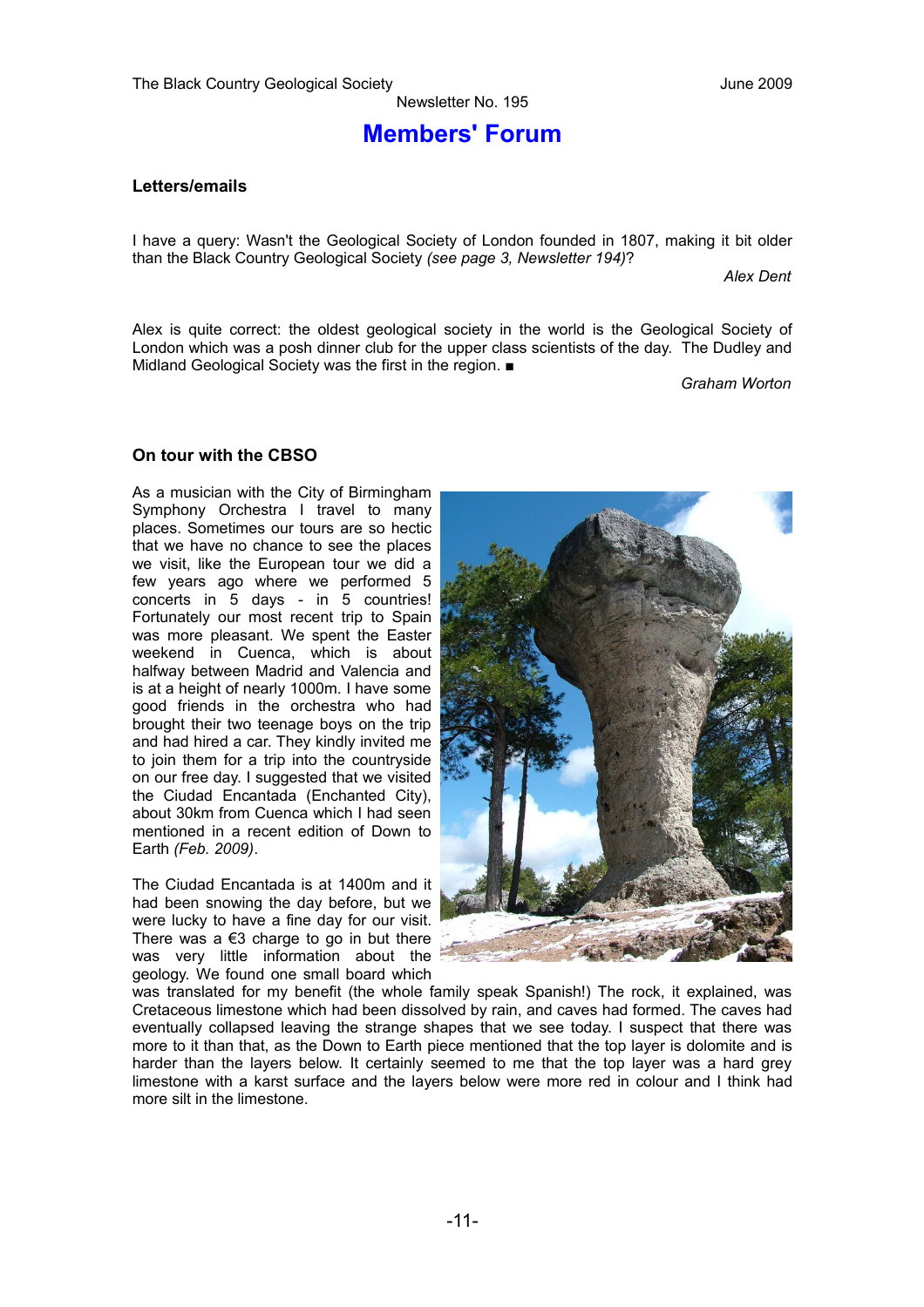# Members' Forum

### Letters/emails

I have a query: Wasn't the Geological Society of London founded in 1807, making it bit older than the Black Country Geological Society *(see page 3, Newsletter 194)*?

*Alex Dent*

Alex is quite correct: the oldest geological society in the world is the Geological Society of London which was a posh dinner club for the upper class scientists of the day. The Dudley and Midland Geological Society was the first in the region. ■

*Graham Worton*

### On tour with the CBSO

As a musician with the City of Birmingham Symphony Orchestra I travel to many places. Sometimes our tours are so hectic that we have no chance to see the places we visit, like the European tour we did a few years ago where we performed 5 concerts in 5 days - in 5 countries! Fortunately our most recent trip to Spain was more pleasant. We spent the Easter weekend in Cuenca, which is about halfway between Madrid and Valencia and is at a height of nearly 1000m. I have some good friends in the orchestra who had brought their two teenage boys on the trip and had hired a car. They kindly invited me to join them for a trip into the countryside on our free day. I suggested that we visited the Ciudad Encantada (Enchanted City), about 30km from Cuenca which I had seen mentioned in a recent edition of Down to Earth *(Feb. 2009)*.

The Ciudad Encantada is at 1400m and it had been snowing the day before, but we were lucky to have a fine day for our visit. There was a €3 charge to go in but there was very little information about the geology. We found one small board which was translated for my benefit (the whole family speak Spanish!) The rock, it explained, was Cretaceous limestone which had been dissolved by rain, and caves had formed. The caves had eventually collapsed leaving the strange shapes that we see today. I suspect that there was more to it than that, as the Down to Earth piece mentioned that the top layer is dolomite and is harder than the layers below. It certainly seemed to me that the top layer was a hard grey limestone with a karst surface and the layers below were more red in colour and I think had more silt in the limestone.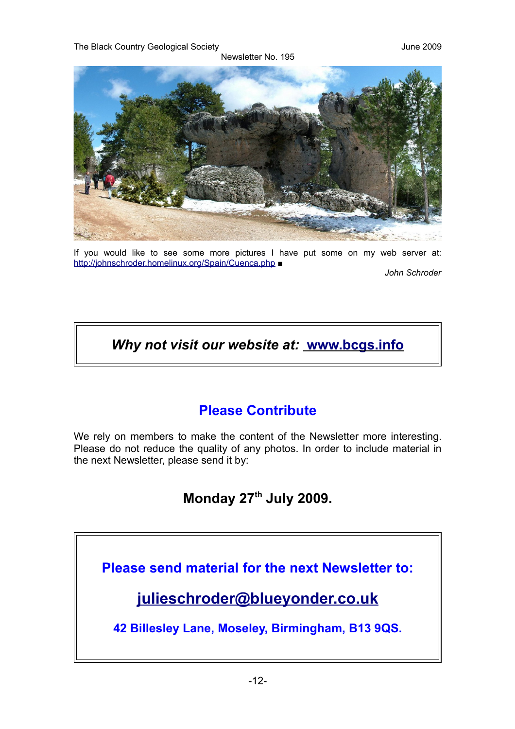If you would like to see some more pictures I have put some on my web server at: http://johnschroder.homelinux.org/Spain/Cuenca.php ■

*John Schroder*

***Why not visit our website at: www.bcgs.info***

## Please Contribute

We rely on members to make the content of the Newsletter more interesting. Please do not reduce the quality of any photos. In order to include material in the next Newsletter, please send it by:

**Monday 27th July 2009.**

**Please send material for the next Newsletter to:**

**julieschroder@blueyonder.co.uk**

**42 Billesley Lane, Moseley, Birmingham, B13 9QS.**